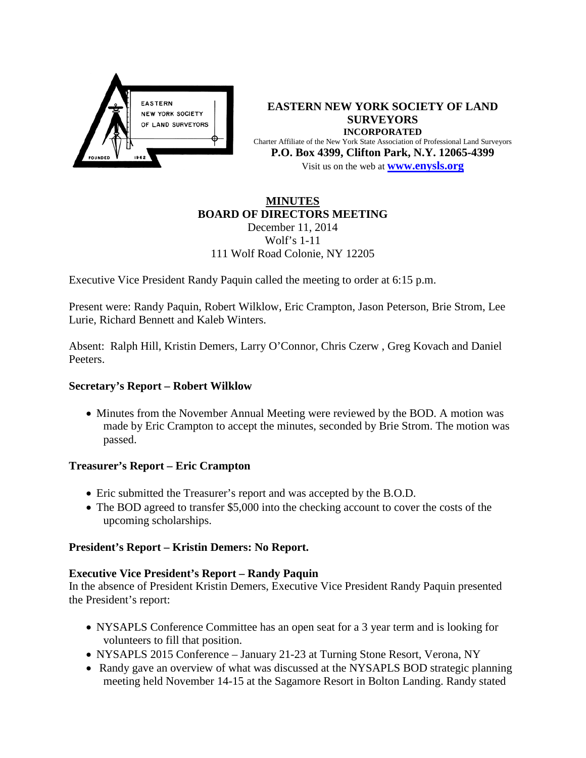# EASTERN NEW YORK SOCIETY OF LAND SURVEYORS

**INCORPORATED**

Charter Affiliate of the New York State Association of Professional Land Surveyors

**P.O. Box 4399, Clifton Park, N.Y. 12065-4399**

Visit us on the web at **www.enysls.org**

## MINUTES
## BOARD OF DIRECTORS MEETING

December 11, 2014
Wolf's 1-11
111 Wolf Road Colonie, NY 12205

Executive Vice President Randy Paquin called the meeting to order at 6:15 p.m.

Present were: Randy Paquin, Robert Wilklow, Eric Crampton, Jason Peterson, Brie Strom, Lee Lurie, Richard Bennett and Kaleb Winters.

Absent: Ralph Hill, Kristin Demers, Larry O'Connor, Chris Czerw , Greg Kovach and Daniel Peeters.

### Secretary's Report – Robert Wilklow

- Minutes from the November Annual Meeting were reviewed by the BOD. A motion was made by Eric Crampton to accept the minutes, seconded by Brie Strom. The motion was passed.

### Treasurer's Report – Eric Crampton

- Eric submitted the Treasurer's report and was accepted by the B.O.D.
- The BOD agreed to transfer $5,000 into the checking account to cover the costs of the upcoming scholarships.

### President's Report – Kristin Demers: No Report.

### Executive Vice President's Report – Randy Paquin

In the absence of President Kristin Demers, Executive Vice President Randy Paquin presented the President's report:

- NYSAPLS Conference Committee has an open seat for a 3 year term and is looking for volunteers to fill that position.
- NYSAPLS 2015 Conference – January 21-23 at Turning Stone Resort, Verona, NY
- Randy gave an overview of what was discussed at the NYSAPLS BOD strategic planning meeting held November 14-15 at the Sagamore Resort in Bolton Landing. Randy stated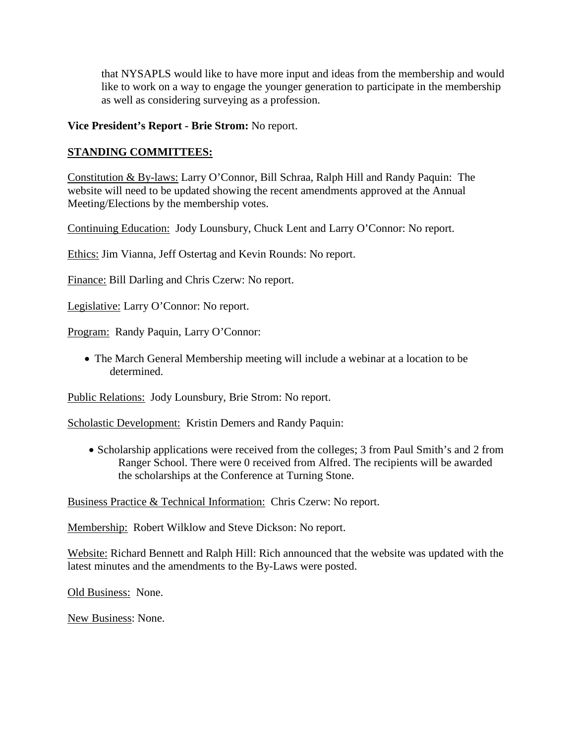that NYSAPLS would like to have more input and ideas from the membership and would like to work on a way to engage the younger generation to participate in the membership as well as considering surveying as a profession.

**Vice President's Report - Brie Strom:** No report.

**STANDING COMMITTEES:**

Constitution & By-laws: Larry O'Connor, Bill Schraa, Ralph Hill and Randy Paquin: The website will need to be updated showing the recent amendments approved at the Annual Meeting/Elections by the membership votes.

Continuing Education: Jody Lounsbury, Chuck Lent and Larry O'Connor: No report.

Ethics: Jim Vianna, Jeff Ostertag and Kevin Rounds: No report.

Finance: Bill Darling and Chris Czerw: No report.

Legislative: Larry O'Connor: No report.

Program: Randy Paquin, Larry O'Connor:

- The March General Membership meeting will include a webinar at a location to be determined.

Public Relations: Jody Lounsbury, Brie Strom: No report.

Scholastic Development: Kristin Demers and Randy Paquin:

- Scholarship applications were received from the colleges; 3 from Paul Smith's and 2 from Ranger School. There were 0 received from Alfred. The recipients will be awarded the scholarships at the Conference at Turning Stone.

Business Practice & Technical Information: Chris Czerw: No report.

Membership: Robert Wilklow and Steve Dickson: No report.

Website: Richard Bennett and Ralph Hill: Rich announced that the website was updated with the latest minutes and the amendments to the By-Laws were posted.

Old Business: None.

New Business: None.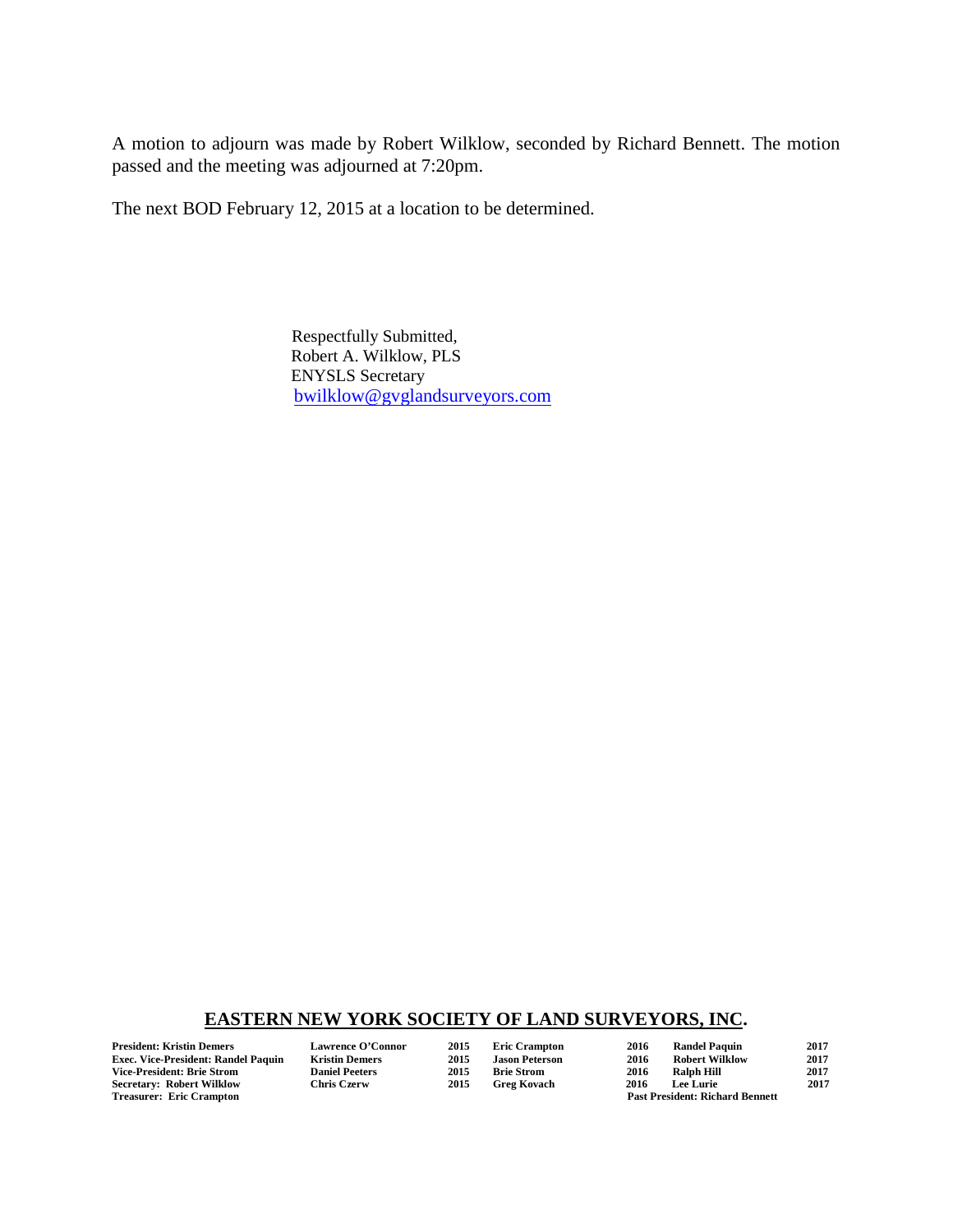A motion to adjourn was made by Robert Wilklow, seconded by Richard Bennett. The motion passed and the meeting was adjourned at 7:20pm.

The next BOD February 12, 2015 at a location to be determined.

Respectfully Submitted,
Robert A. Wilklow, PLS
ENYSLS Secretary
bwilklow@gvglandsurveyors.com

**EASTERN NEW YORK SOCIETY OF LAND SURVEYORS, INC.**

| | | | | | | |
|---|---|---|---|---|---|---|
| **President: Kristin Demers** | **Lawrence O'Connor** | **2015** | **Eric Crampton** | **2016** | **Randel Paquin** | **2017** |
| **Exec. Vice-President: Randel Paquin** | **Kristin Demers** | **2015** | **Jason Peterson** | **2016** | **Robert Wilklow** | **2017** |
| **Vice-President: Brie Strom** | **Daniel Peeters** | **2015** | **Brie Strom** | **2016** | **Ralph Hill** | **2017** |
| **Secretary: Robert Wilklow** | **Chris Czerw** | **2015** | **Greg Kovach** | **2016** | **Lee Lurie** | **2017** |
| **Treasurer: Eric Crampton** | | | | **Past President: Richard Bennett** | | |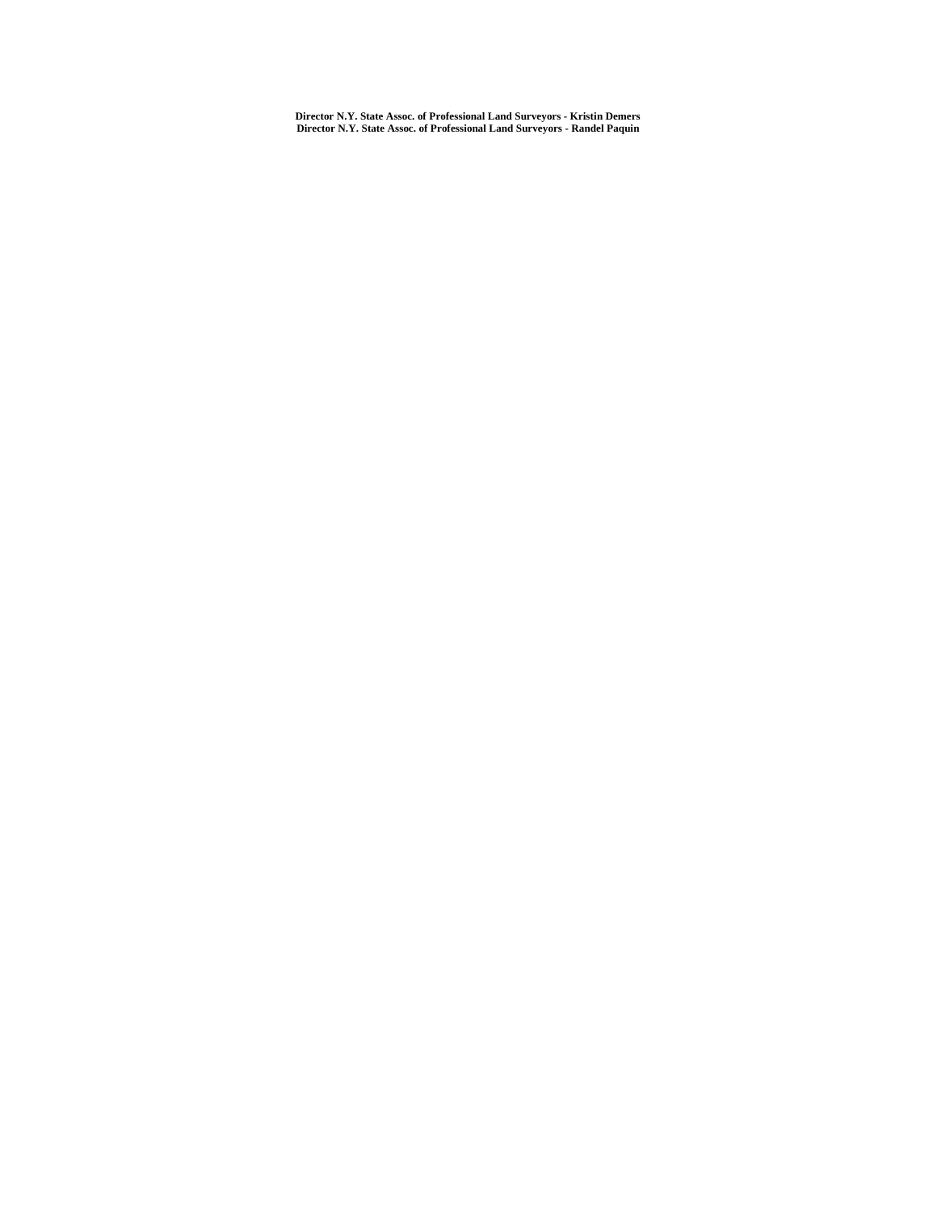**Director N.Y. State Assoc. of Professional Land Surveyors - Kristin Demers**
**Director N.Y. State Assoc. of Professional Land Surveyors - Randel Paquin**